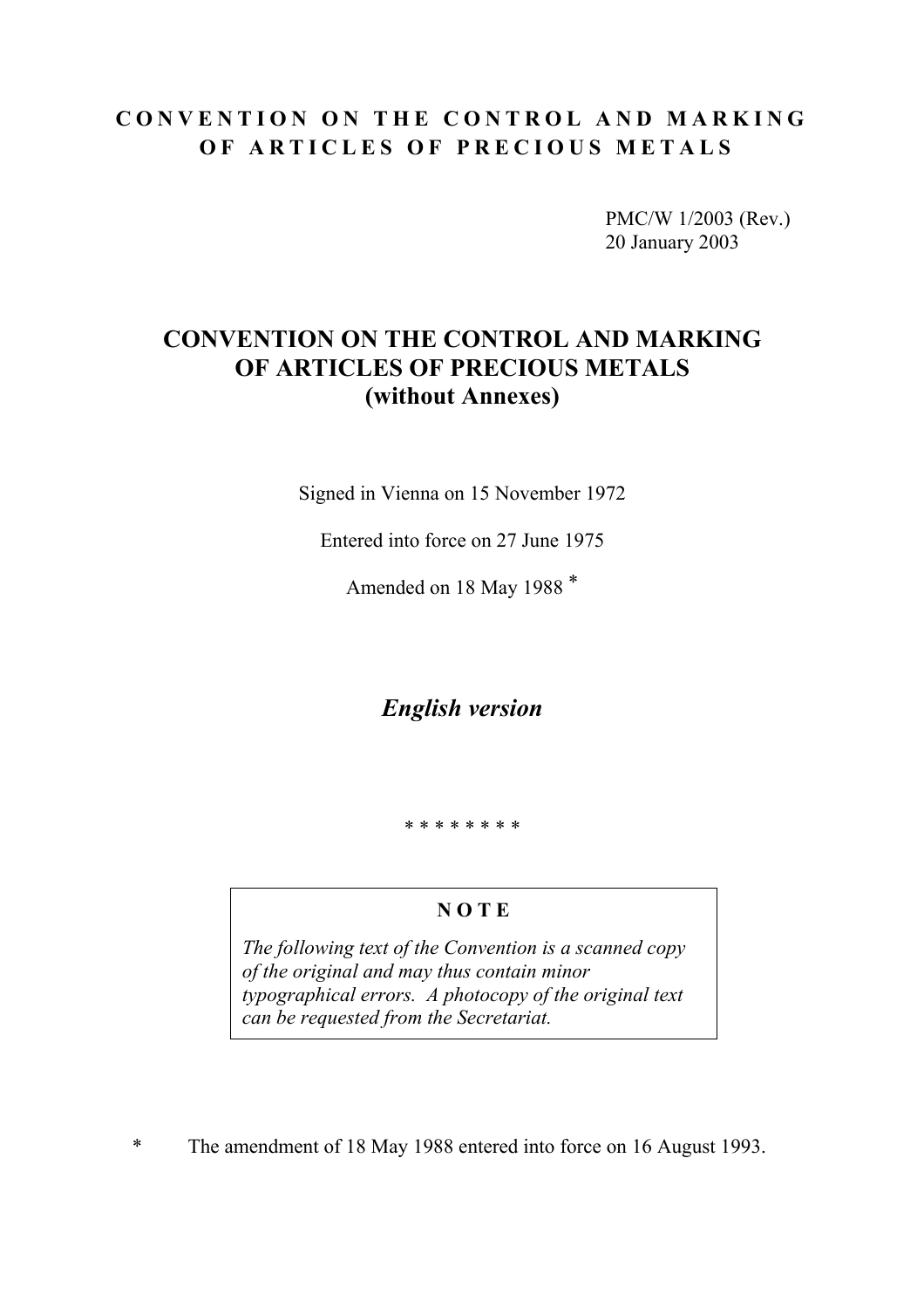**CONVENTION ON THE CONTROL AND MARKING OF ARTICLES OF PRECIOUS METALS**

PMC/W 1/2003 (Rev.)
20 January 2003

# CONVENTION ON THE CONTROL AND MARKING OF ARTICLES OF PRECIOUS METALS (without Annexes)

Signed in Vienna on 15 November 1972

Entered into force on 27 June 1975

Amended on 18 May 1988 *

## *English version*

\* \* \* \* \* \* \* \*

> **N O T E**
>
> *The following text of the Convention is a scanned copy of the original and may thus contain minor typographical errors. A photocopy of the original text can be requested from the Secretariat.*

\* The amendment of 18 May 1988 entered into force on 16 August 1993.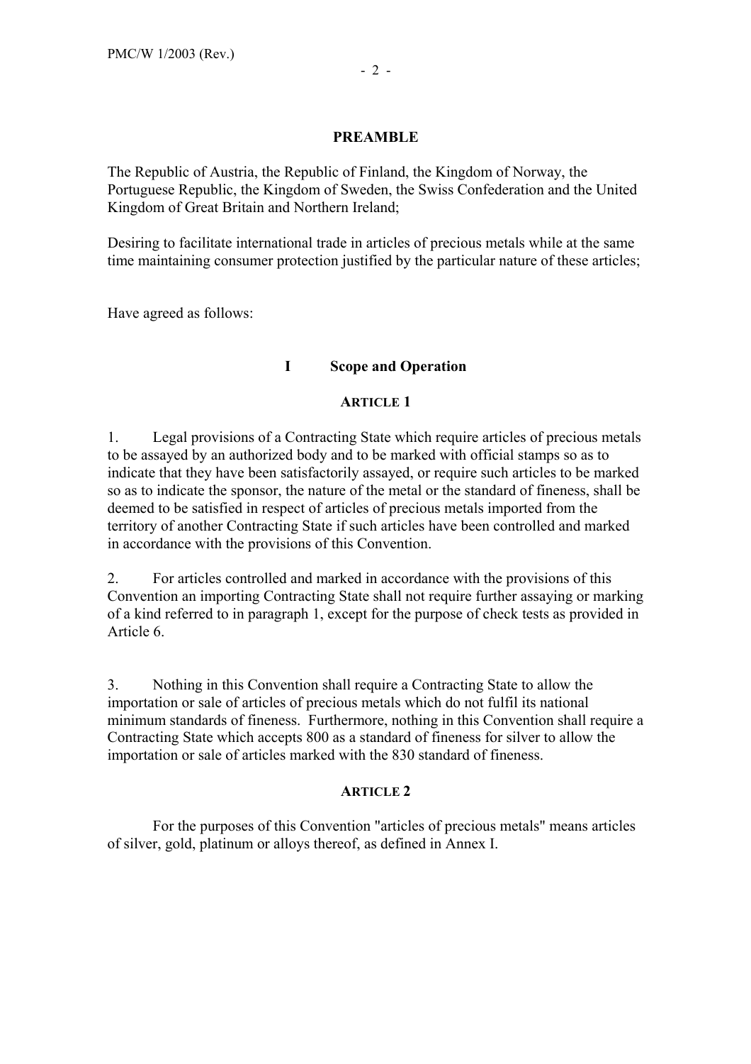## PREAMBLE

The Republic of Austria, the Republic of Finland, the Kingdom of Norway, the Portuguese Republic, the Kingdom of Sweden, the Swiss Confederation and the United Kingdom of Great Britain and Northern Ireland;

Desiring to facilitate international trade in articles of precious metals while at the same time maintaining consumer protection justified by the particular nature of these articles;

Have agreed as follows:

## I Scope and Operation

### ARTICLE 1

1. Legal provisions of a Contracting State which require articles of precious metals to be assayed by an authorized body and to be marked with official stamps so as to indicate that they have been satisfactorily assayed, or require such articles to be marked so as to indicate the sponsor, the nature of the metal or the standard of fineness, shall be deemed to be satisfied in respect of articles of precious metals imported from the territory of another Contracting State if such articles have been controlled and marked in accordance with the provisions of this Convention.

2. For articles controlled and marked in accordance with the provisions of this Convention an importing Contracting State shall not require further assaying or marking of a kind referred to in paragraph 1, except for the purpose of check tests as provided in Article 6.

3. Nothing in this Convention shall require a Contracting State to allow the importation or sale of articles of precious metals which do not fulfil its national minimum standards of fineness. Furthermore, nothing in this Convention shall require a Contracting State which accepts 800 as a standard of fineness for silver to allow the importation or sale of articles marked with the 830 standard of fineness.

### ARTICLE 2

For the purposes of this Convention "articles of precious metals" means articles of silver, gold, platinum or alloys thereof, as defined in Annex I.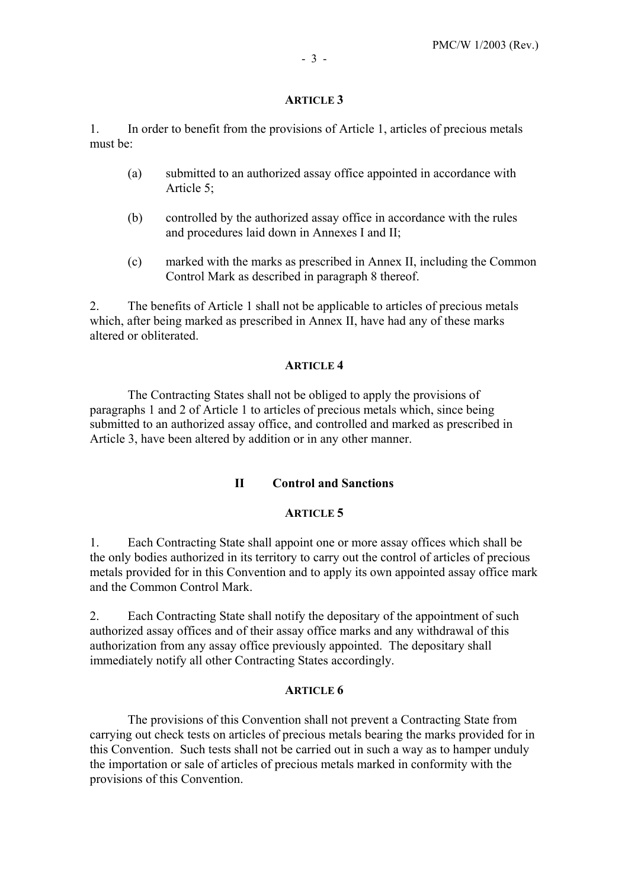### ARTICLE 3

1. In order to benefit from the provisions of Article 1, articles of precious metals must be:

   (a) submitted to an authorized assay office appointed in accordance with Article 5;

   (b) controlled by the authorized assay office in accordance with the rules and procedures laid down in Annexes I and II;

   (c) marked with the marks as prescribed in Annex II, including the Common Control Mark as described in paragraph 8 thereof.

2. The benefits of Article 1 shall not be applicable to articles of precious metals which, after being marked as prescribed in Annex II, have had any of these marks altered or obliterated.

### ARTICLE 4

The Contracting States shall not be obliged to apply the provisions of paragraphs 1 and 2 of Article 1 to articles of precious metals which, since being submitted to an authorized assay office, and controlled and marked as prescribed in Article 3, have been altered by addition or in any other manner.

## II Control and Sanctions

### ARTICLE 5

1. Each Contracting State shall appoint one or more assay offices which shall be the only bodies authorized in its territory to carry out the control of articles of precious metals provided for in this Convention and to apply its own appointed assay office mark and the Common Control Mark.

2. Each Contracting State shall notify the depositary of the appointment of such authorized assay offices and of their assay office marks and any withdrawal of this authorization from any assay office previously appointed. The depositary shall immediately notify all other Contracting States accordingly.

### ARTICLE 6

The provisions of this Convention shall not prevent a Contracting State from carrying out check tests on articles of precious metals bearing the marks provided for in this Convention. Such tests shall not be carried out in such a way as to hamper unduly the importation or sale of articles of precious metals marked in conformity with the provisions of this Convention.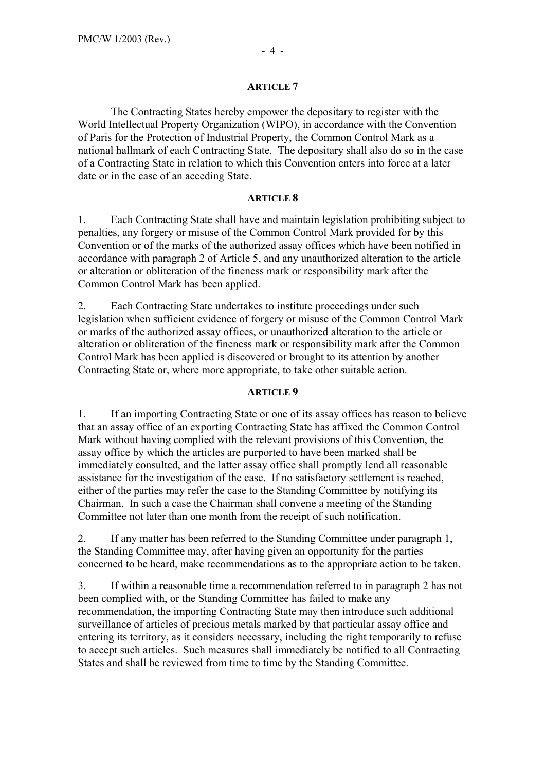### ARTICLE 7

The Contracting States hereby empower the depositary to register with the World Intellectual Property Organization (WIPO), in accordance with the Convention of Paris for the Protection of Industrial Property, the Common Control Mark as a national hallmark of each Contracting State. The depositary shall also do so in the case of a Contracting State in relation to which this Convention enters into force at a later date or in the case of an acceding State.

### ARTICLE 8

1. Each Contracting State shall have and maintain legislation prohibiting subject to penalties, any forgery or misuse of the Common Control Mark provided for by this Convention or of the marks of the authorized assay offices which have been notified in accordance with paragraph 2 of Article 5, and any unauthorized alteration to the article or alteration or obliteration of the fineness mark or responsibility mark after the Common Control Mark has been applied.

2. Each Contracting State undertakes to institute proceedings under such legislation when sufficient evidence of forgery or misuse of the Common Control Mark or marks of the authorized assay offices, or unauthorized alteration to the article or alteration or obliteration of the fineness mark or responsibility mark after the Common Control Mark has been applied is discovered or brought to its attention by another Contracting State or, where more appropriate, to take other suitable action.

### ARTICLE 9

1. If an importing Contracting State or one of its assay offices has reason to believe that an assay office of an exporting Contracting State has affixed the Common Control Mark without having complied with the relevant provisions of this Convention, the assay office by which the articles are purported to have been marked shall be immediately consulted, and the latter assay office shall promptly lend all reasonable assistance for the investigation of the case. If no satisfactory settlement is reached, either of the parties may refer the case to the Standing Committee by notifying its Chairman. In such a case the Chairman shall convene a meeting of the Standing Committee not later than one month from the receipt of such notification.

2. If any matter has been referred to the Standing Committee under paragraph 1, the Standing Committee may, after having given an opportunity for the parties concerned to be heard, make recommendations as to the appropriate action to be taken.

3. If within a reasonable time a recommendation referred to in paragraph 2 has not been complied with, or the Standing Committee has failed to make any recommendation, the importing Contracting State may then introduce such additional surveillance of articles of precious metals marked by that particular assay office and entering its territory, as it considers necessary, including the right temporarily to refuse to accept such articles. Such measures shall immediately be notified to all Contracting States and shall be reviewed from time to time by the Standing Committee.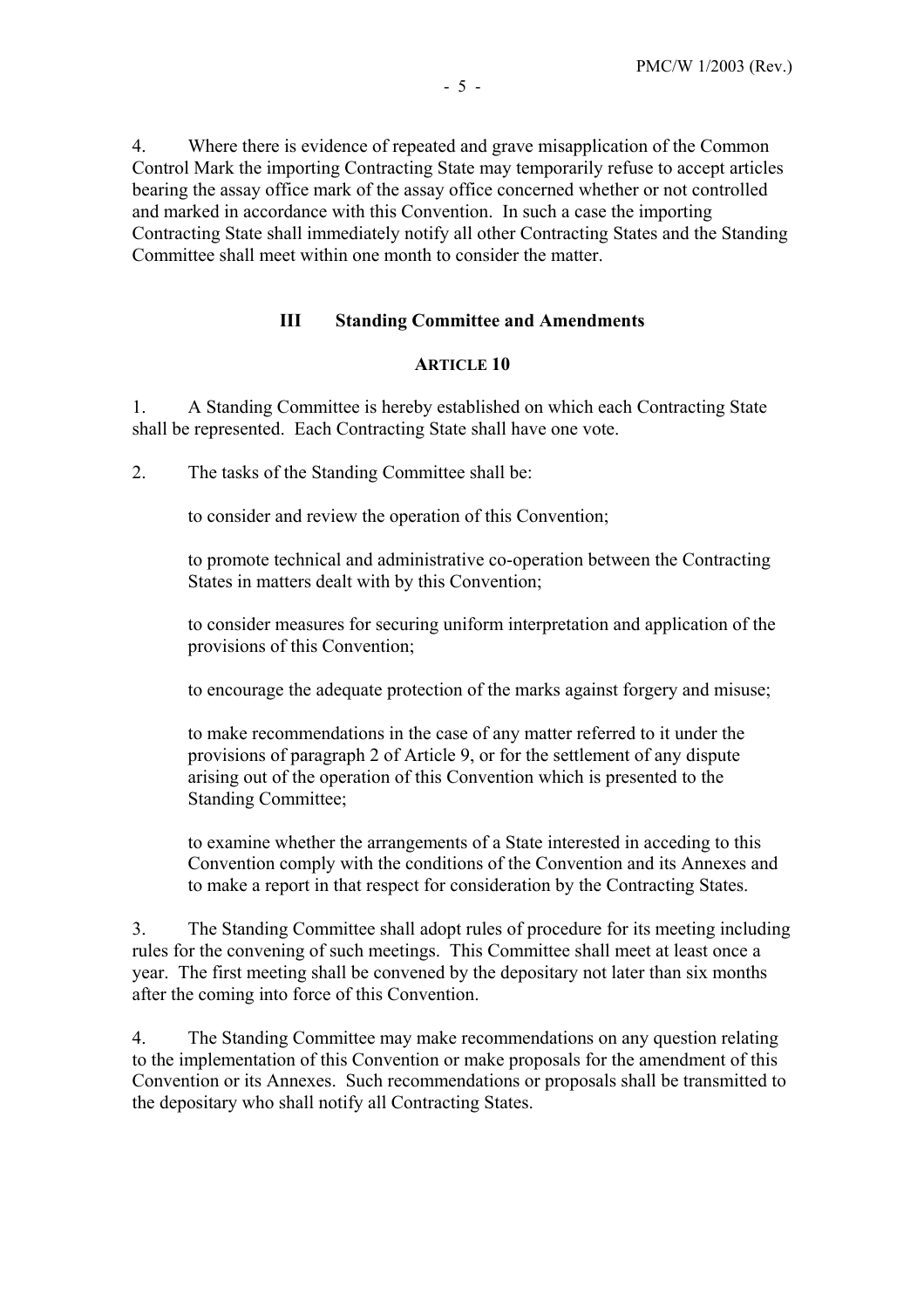4. Where there is evidence of repeated and grave misapplication of the Common Control Mark the importing Contracting State may temporarily refuse to accept articles bearing the assay office mark of the assay office concerned whether or not controlled and marked in accordance with this Convention. In such a case the importing Contracting State shall immediately notify all other Contracting States and the Standing Committee shall meet within one month to consider the matter.

## III Standing Committee and Amendments

### ARTICLE 10

1. A Standing Committee is hereby established on which each Contracting State shall be represented. Each Contracting State shall have one vote.

2. The tasks of the Standing Committee shall be:

   to consider and review the operation of this Convention;

   to promote technical and administrative co-operation between the Contracting States in matters dealt with by this Convention;

   to consider measures for securing uniform interpretation and application of the provisions of this Convention;

   to encourage the adequate protection of the marks against forgery and misuse;

   to make recommendations in the case of any matter referred to it under the provisions of paragraph 2 of Article 9, or for the settlement of any dispute arising out of the operation of this Convention which is presented to the Standing Committee;

   to examine whether the arrangements of a State interested in acceding to this Convention comply with the conditions of the Convention and its Annexes and to make a report in that respect for consideration by the Contracting States.

3. The Standing Committee shall adopt rules of procedure for its meeting including rules for the convening of such meetings. This Committee shall meet at least once a year. The first meeting shall be convened by the depositary not later than six months after the coming into force of this Convention.

4. The Standing Committee may make recommendations on any question relating to the implementation of this Convention or make proposals for the amendment of this Convention or its Annexes. Such recommendations or proposals shall be transmitted to the depositary who shall notify all Contracting States.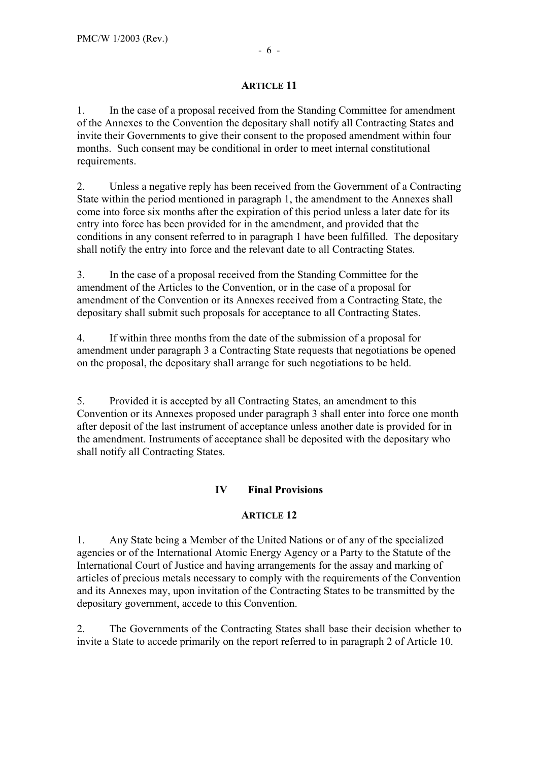### ARTICLE 11

1. In the case of a proposal received from the Standing Committee for amendment of the Annexes to the Convention the depositary shall notify all Contracting States and invite their Governments to give their consent to the proposed amendment within four months. Such consent may be conditional in order to meet internal constitutional requirements.

2. Unless a negative reply has been received from the Government of a Contracting State within the period mentioned in paragraph 1, the amendment to the Annexes shall come into force six months after the expiration of this period unless a later date for its entry into force has been provided for in the amendment, and provided that the conditions in any consent referred to in paragraph 1 have been fulfilled. The depositary shall notify the entry into force and the relevant date to all Contracting States.

3. In the case of a proposal received from the Standing Committee for the amendment of the Articles to the Convention, or in the case of a proposal for amendment of the Convention or its Annexes received from a Contracting State, the depositary shall submit such proposals for acceptance to all Contracting States.

4. If within three months from the date of the submission of a proposal for amendment under paragraph 3 a Contracting State requests that negotiations be opened on the proposal, the depositary shall arrange for such negotiations to be held.

5. Provided it is accepted by all Contracting States, an amendment to this Convention or its Annexes proposed under paragraph 3 shall enter into force one month after deposit of the last instrument of acceptance unless another date is provided for in the amendment. Instruments of acceptance shall be deposited with the depositary who shall notify all Contracting States.

## IV Final Provisions

### ARTICLE 12

1. Any State being a Member of the United Nations or of any of the specialized agencies or of the International Atomic Energy Agency or a Party to the Statute of the International Court of Justice and having arrangements for the assay and marking of articles of precious metals necessary to comply with the requirements of the Convention and its Annexes may, upon invitation of the Contracting States to be transmitted by the depositary government, accede to this Convention.

2. The Governments of the Contracting States shall base their decision whether to invite a State to accede primarily on the report referred to in paragraph 2 of Article 10.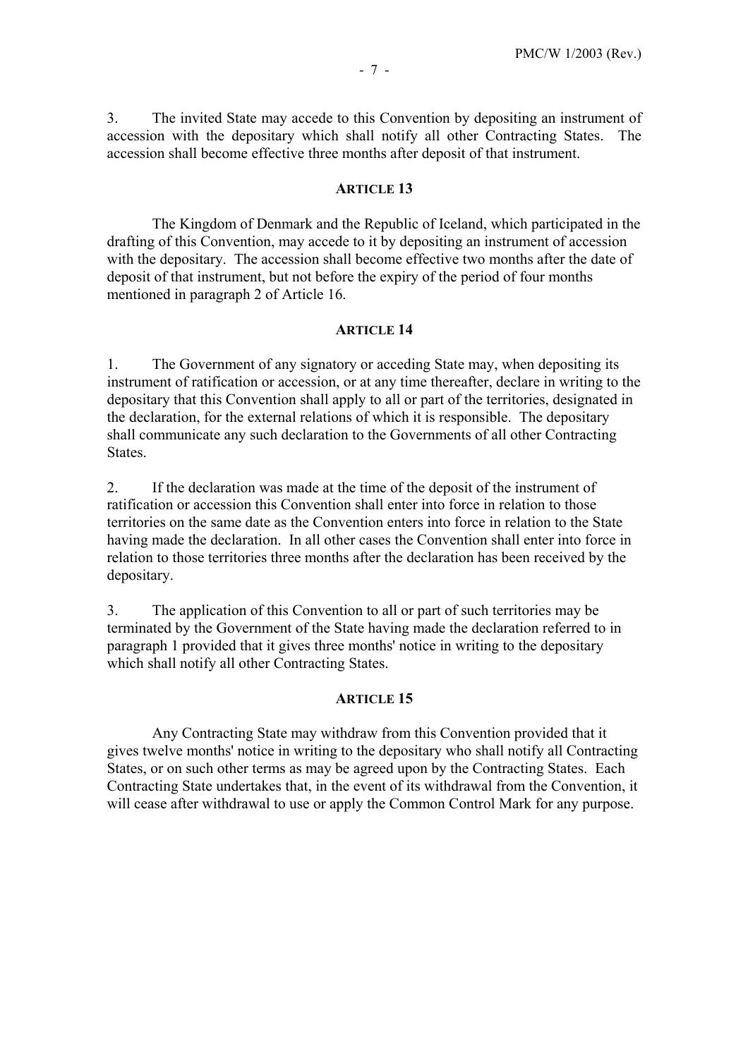3. The invited State may accede to this Convention by depositing an instrument of accession with the depositary which shall notify all other Contracting States. The accession shall become effective three months after deposit of that instrument.

### ARTICLE 13

The Kingdom of Denmark and the Republic of Iceland, which participated in the drafting of this Convention, may accede to it by depositing an instrument of accession with the depositary. The accession shall become effective two months after the date of deposit of that instrument, but not before the expiry of the period of four months mentioned in paragraph 2 of Article 16.

### ARTICLE 14

1. The Government of any signatory or acceding State may, when depositing its instrument of ratification or accession, or at any time thereafter, declare in writing to the depositary that this Convention shall apply to all or part of the territories, designated in the declaration, for the external relations of which it is responsible. The depositary shall communicate any such declaration to the Governments of all other Contracting States.

2. If the declaration was made at the time of the deposit of the instrument of ratification or accession this Convention shall enter into force in relation to those territories on the same date as the Convention enters into force in relation to the State having made the declaration. In all other cases the Convention shall enter into force in relation to those territories three months after the declaration has been received by the depositary.

3. The application of this Convention to all or part of such territories may be terminated by the Government of the State having made the declaration referred to in paragraph 1 provided that it gives three months' notice in writing to the depositary which shall notify all other Contracting States.

### ARTICLE 15

Any Contracting State may withdraw from this Convention provided that it gives twelve months' notice in writing to the depositary who shall notify all Contracting States, or on such other terms as may be agreed upon by the Contracting States. Each Contracting State undertakes that, in the event of its withdrawal from the Convention, it will cease after withdrawal to use or apply the Common Control Mark for any purpose.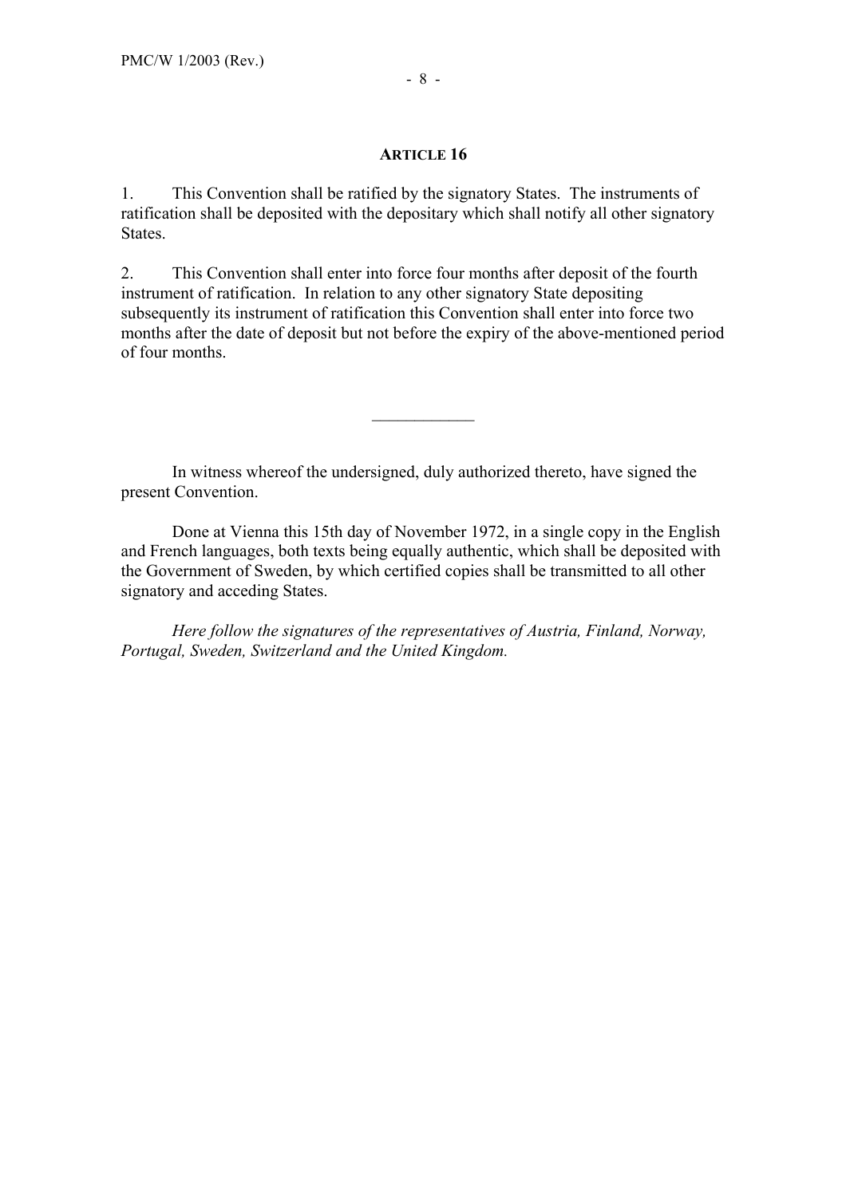### ARTICLE 16

1. This Convention shall be ratified by the signatory States. The instruments of ratification shall be deposited with the depositary which shall notify all other signatory States.

2. This Convention shall enter into force four months after deposit of the fourth instrument of ratification. In relation to any other signatory State depositing subsequently its instrument of ratification this Convention shall enter into force two months after the date of deposit but not before the expiry of the above-mentioned period of four months.

---

In witness whereof the undersigned, duly authorized thereto, have signed the present Convention.

Done at Vienna this 15th day of November 1972, in a single copy in the English and French languages, both texts being equally authentic, which shall be deposited with the Government of Sweden, by which certified copies shall be transmitted to all other signatory and acceding States.

*Here follow the signatures of the representatives of Austria, Finland, Norway, Portugal, Sweden, Switzerland and the United Kingdom.*